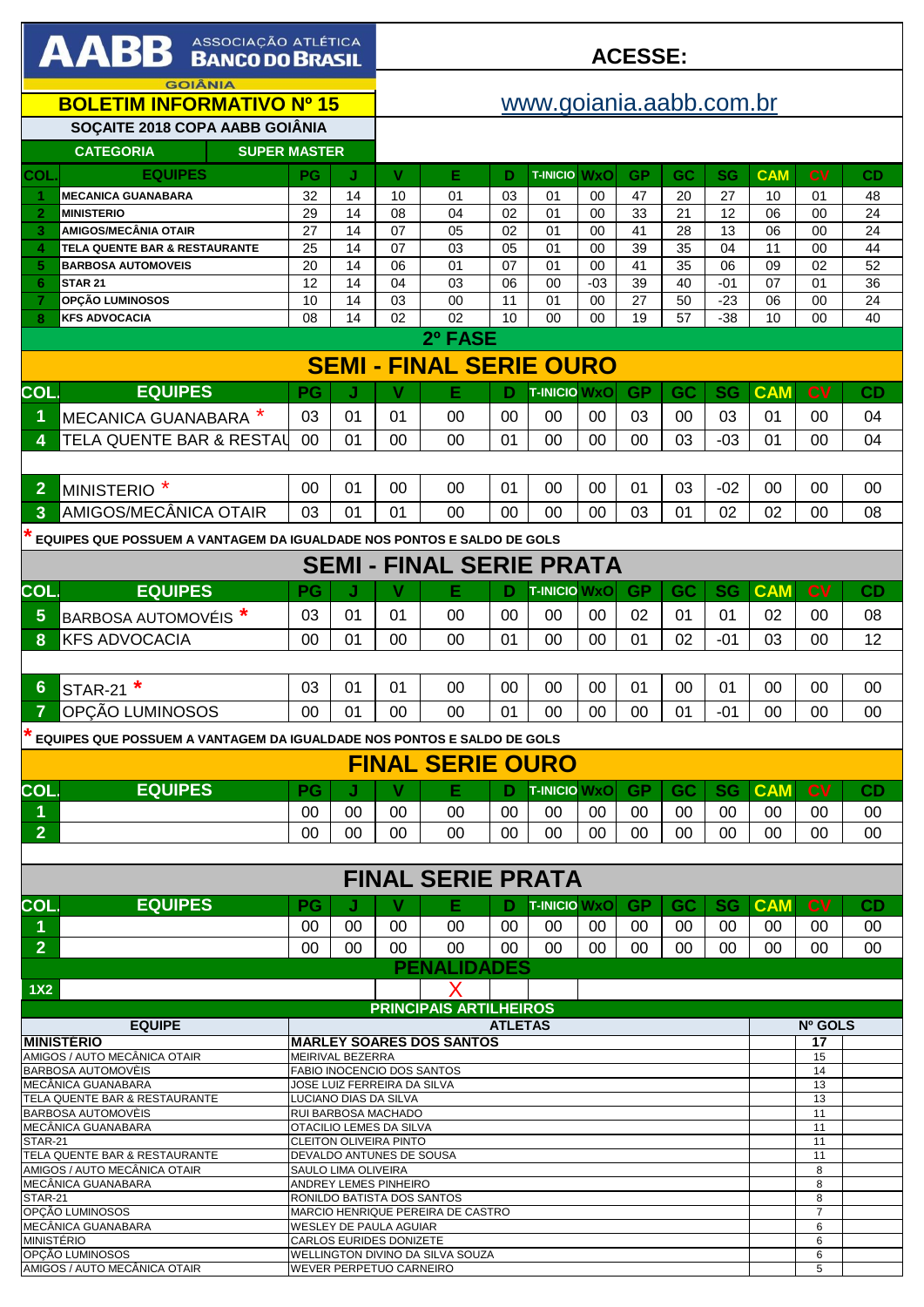# AABB ASSOCIAÇÃO ATLÉTICA BANCO DO BRASIL

GOIÂNIA

**ACESSE:**

## BOLETIM INFORMATIVO Nº 15

www.goiania.aabb.com.br

### SOÇAITE 2018 COPA AABB GOIÂNIA

| CATEGORIA | SUPER MASTER |
|---|---|

| COL. | EQUIPES | PG | J | V | E | D | T-INICIO | WxO | GP | GC | SG | CAM | CV | CD |
|---|---|---|---|---|---|---|---|---|---|---|---|---|---|---|
| 1 | MECANICA GUANABARA | 32 | 14 | 10 | 01 | 03 | 01 | 00 | 47 | 20 | 27 | 10 | 01 | 48 |
| 2 | MINISTERIO | 29 | 14 | 08 | 04 | 02 | 01 | 00 | 33 | 21 | 12 | 06 | 00 | 24 |
| 3 | AMIGOS/MECÂNIA OTAIR | 27 | 14 | 07 | 05 | 02 | 01 | 00 | 41 | 28 | 13 | 06 | 00 | 24 |
| 4 | TELA QUENTE BAR & RESTAURANTE | 25 | 14 | 07 | 03 | 05 | 01 | 00 | 39 | 35 | 04 | 11 | 00 | 44 |
| 5 | BARBOSA AUTOMOVEIS | 20 | 14 | 06 | 01 | 07 | 01 | 00 | 41 | 35 | 06 | 09 | 02 | 52 |
| 6 | STAR 21 | 12 | 14 | 04 | 03 | 06 | 00 | -03 | 39 | 40 | -01 | 07 | 01 | 36 |
| 7 | OPÇÃO LUMINOSOS | 10 | 14 | 03 | 00 | 11 | 01 | 00 | 27 | 50 | -23 | 06 | 00 | 24 |
| 8 | KFS ADVOCACIA | 08 | 14 | 02 | 02 | 10 | 00 | 00 | 19 | 57 | -38 | 10 | 00 | 40 |

## 2º FASE

## SEMI - FINAL SERIE OURO

| COL. | EQUIPES | PG | J | V | E | D | T-INICIO | WxO | GP | GC | SG | CAM | CV | CD |
|---|---|---|---|---|---|---|---|---|---|---|---|---|---|---|
| 1 | MECANICA GUANABARA * | 03 | 01 | 01 | 00 | 00 | 00 | 00 | 03 | 00 | 03 | 01 | 00 | 04 |
| 4 | TELA QUENTE BAR & RESTAU | 00 | 01 | 00 | 00 | 01 | 00 | 00 | 00 | 03 | -03 | 01 | 00 | 04 |
| | | | | | | | | | | | | | | |
| 2 | MINISTERIO * | 00 | 01 | 00 | 00 | 01 | 00 | 00 | 01 | 03 | -02 | 00 | 00 | 00 |
| 3 | AMIGOS/MECÂNICA OTAIR | 03 | 01 | 01 | 00 | 00 | 00 | 00 | 03 | 01 | 02 | 02 | 00 | 08 |

* EQUIPES QUE POSSUEM A VANTAGEM DA IGUALDADE NOS PONTOS E SALDO DE GOLS

## SEMI - FINAL SERIE PRATA

| COL. | EQUIPES | PG | J | V | E | D | T-INICIO | WxO | GP | GC | SG | CAM | CV | CD |
|---|---|---|---|---|---|---|---|---|---|---|---|---|---|---|
| 5 | BARBOSA AUTOMOVÉIS * | 03 | 01 | 01 | 00 | 00 | 00 | 00 | 02 | 01 | 01 | 02 | 00 | 08 |
| 8 | KFS ADVOCACIA | 00 | 01 | 00 | 00 | 01 | 00 | 00 | 01 | 02 | -01 | 03 | 00 | 12 |
| | | | | | | | | | | | | | | |
| 6 | STAR-21 * | 03 | 01 | 01 | 00 | 00 | 00 | 00 | 01 | 00 | 01 | 00 | 00 | 00 |
| 7 | OPÇÃO LUMINOSOS | 00 | 01 | 00 | 00 | 01 | 00 | 00 | 00 | 01 | -01 | 00 | 00 | 00 |

* EQUIPES QUE POSSUEM A VANTAGEM DA IGUALDADE NOS PONTOS E SALDO DE GOLS

## FINAL SERIE OURO

| COL. | EQUIPES | PG | J | V | E | D | T-INICIO | WxO | GP | GC | SG | CAM | CV | CD |
|---|---|---|---|---|---|---|---|---|---|---|---|---|---|---|
| 1 | | 00 | 00 | 00 | 00 | 00 | 00 | 00 | 00 | 00 | 00 | 00 | 00 | 00 |
| 2 | | 00 | 00 | 00 | 00 | 00 | 00 | 00 | 00 | 00 | 00 | 00 | 00 | 00 |

## FINAL SERIE PRATA

| COL. | EQUIPES | PG | J | V | E | D | T-INICIO | WxO | GP | GC | SG | CAM | CV | CD |
|---|---|---|---|---|---|---|---|---|---|---|---|---|---|---|
| 1 | | 00 | 00 | 00 | 00 | 00 | 00 | 00 | 00 | 00 | 00 | 00 | 00 | 00 |
| 2 | | 00 | 00 | 00 | 00 | 00 | 00 | 00 | 00 | 00 | 00 | 00 | 00 | 00 |

## PENALIDADES

| 1X2 | | | X | | |
|---|---|---|---|---|---|

## PRINCIPAIS ARTILHEIROS

| EQUIPE | ATLETAS | Nº GOLS |
|---|---|---|
| **MINISTÉRIO** | **MARLEY SOARES DOS SANTOS** | **17** |
| AMIGOS / AUTO MECÂNICA OTAIR | MEIRIVAL BEZERRA | 15 |
| BARBOSA AUTOMOVÈIS | FABIO INOCENCIO DOS SANTOS | 14 |
| MECÂNICA GUANABARA | JOSE LUIZ FERREIRA DA SILVA | 13 |
| TELA QUENTE BAR & RESTAURANTE | LUCIANO DIAS DA SILVA | 13 |
| BARBOSA AUTOMOVÈIS | RUI BARBOSA MACHADO | 11 |
| MECÂNICA GUANABARA | OTACILIO LEMES DA SILVA | 11 |
| STAR-21 | CLEITON OLIVEIRA PINTO | 11 |
| TELA QUENTE BAR & RESTAURANTE | DEVALDO ANTUNES DE SOUSA | 11 |
| AMIGOS / AUTO MECÂNICA OTAIR | SAULO LIMA OLIVEIRA | 8 |
| MECÂNICA GUANABARA | ANDREY LEMES PINHEIRO | 8 |
| STAR-21 | RONILDO BATISTA DOS SANTOS | 8 |
| OPÇÃO LUMINOSOS | MARCIO HENRIQUE PEREIRA DE CASTRO | 7 |
| MECÂNICA GUANABARA | WESLEY DE PAULA AGUIAR | 6 |
| MINISTÉRIO | CARLOS EURIDES DONIZETE | 6 |
| OPÇÃO LUMINOSOS | WELLINGTON DIVINO DA SILVA SOUZA | 6 |
| AMIGOS / AUTO MECÂNICA OTAIR | WEVER PERPETUO CARNEIRO | 5 |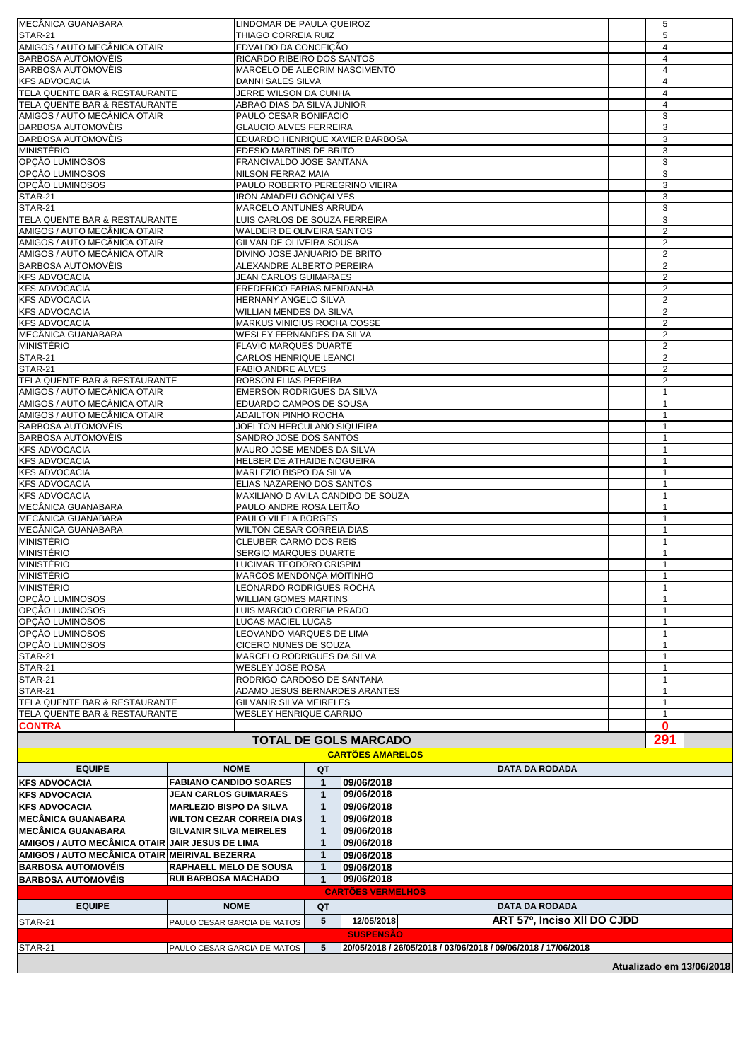| | | | |
|---|---|---|---|
| MECÂNICA GUANABARA | LINDOMAR DE PAULA QUEIROZ | 5 | |
| STAR-21 | THIAGO CORREIA RUIZ | 5 | |
| AMIGOS / AUTO MECÂNICA OTAIR | EDVALDO DA CONCEIÇÃO | 4 | |
| BARBOSA AUTOMOVÉIS | RICARDO RIBEIRO DOS SANTOS | 4 | |
| BARBOSA AUTOMOVÉIS | MARCELO DE ALECRIM NASCIMENTO | 4 | |
| KFS ADVOCACIA | DANNI SALES SILVA | 4 | |
| TELA QUENTE BAR & RESTAURANTE | JERRE WILSON DA CUNHA | 4 | |
| TELA QUENTE BAR & RESTAURANTE | ABRAO DIAS DA SILVA JUNIOR | 4 | |
| AMIGOS / AUTO MECÂNICA OTAIR | PAULO CESAR BONIFACIO | 3 | |
| BARBOSA AUTOMOVÉIS | GLAUCIO ALVES FERREIRA | 3 | |
| BARBOSA AUTOMOVÉIS | EDUARDO HENRIQUE XAVIER BARBOSA | 3 | |
| MINISTÉRIO | EDESIO MARTINS DE BRITO | 3 | |
| OPÇÃO LUMINOSOS | FRANCIVALDO JOSE SANTANA | 3 | |
| OPÇÃO LUMINOSOS | NILSON FERRAZ MAIA | 3 | |
| OPÇÃO LUMINOSOS | PAULO ROBERTO PEREGRINO VIEIRA | 3 | |
| STAR-21 | IRON AMADEU GONÇALVES | 3 | |
| STAR-21 | MARCELO ANTUNES ARRUDA | 3 | |
| TELA QUENTE BAR & RESTAURANTE | LUIS CARLOS DE SOUZA FERREIRA | 3 | |
| AMIGOS / AUTO MECÂNICA OTAIR | WALDEIR DE OLIVEIRA SANTOS | 2 | |
| AMIGOS / AUTO MECÂNICA OTAIR | GILVAN DE OLIVEIRA SOUSA | 2 | |
| AMIGOS / AUTO MECÂNICA OTAIR | DIVINO JOSE JANUARIO DE BRITO | 2 | |
| BARBOSA AUTOMOVÉIS | ALEXANDRE ALBERTO PEREIRA | 2 | |
| KFS ADVOCACIA | JEAN CARLOS GUIMARAES | 2 | |
| KFS ADVOCACIA | FREDERICO FARIAS MENDANHA | 2 | |
| KFS ADVOCACIA | HERNANY ANGELO SILVA | 2 | |
| KFS ADVOCACIA | WILLIAN MENDES DA SILVA | 2 | |
| KFS ADVOCACIA | MARKUS VINICIUS ROCHA COSSE | 2 | |
| MECÂNICA GUANABARA | WESLEY FERNANDES DA SILVA | 2 | |
| MINISTÉRIO | FLAVIO MARQUES DUARTE | 2 | |
| STAR-21 | CARLOS HENRIQUE LEANCI | 2 | |
| STAR-21 | FABIO ANDRE ALVES | 2 | |
| TELA QUENTE BAR & RESTAURANTE | ROBSON ELIAS PEREIRA | 2 | |
| AMIGOS / AUTO MECÂNICA OTAIR | EMERSON RODRIGUES DA SILVA | 1 | |
| AMIGOS / AUTO MECÂNICA OTAIR | EDUARDO CAMPOS DE SOUSA | 1 | |
| AMIGOS / AUTO MECÂNICA OTAIR | ADAILTON PINHO ROCHA | 1 | |
| BARBOSA AUTOMOVÉIS | JOELTON HERCULANO SIQUEIRA | 1 | |
| BARBOSA AUTOMOVÉIS | SANDRO JOSE DOS SANTOS | 1 | |
| KFS ADVOCACIA | MAURO JOSE MENDES DA SILVA | 1 | |
| KFS ADVOCACIA | HELBER DE ATHAIDE NOGUEIRA | 1 | |
| KFS ADVOCACIA | MARLEZIO BISPO DA SILVA | 1 | |
| KFS ADVOCACIA | ELIAS NAZARENO DOS SANTOS | 1 | |
| KFS ADVOCACIA | MAXILIANO D AVILA CANDIDO DE SOUZA | 1 | |
| MECÂNICA GUANABARA | PAULO ANDRE ROSA LEITÃO | 1 | |
| MECÂNICA GUANABARA | PAULO VILELA BORGES | 1 | |
| MECÂNICA GUANABARA | WILTON CESAR CORREIA DIAS | 1 | |
| MINISTÉRIO | CLEUBER CARMO DOS REIS | 1 | |
| MINISTÉRIO | SERGIO MARQUES DUARTE | 1 | |
| MINISTÉRIO | LUCIMAR TEODORO CRISPIM | 1 | |
| MINISTÉRIO | MARCOS MENDONÇA MOITINHO | 1 | |
| MINISTÉRIO | LEONARDO RODRIGUES ROCHA | 1 | |
| OPÇÃO LUMINOSOS | WILLIAN GOMES MARTINS | 1 | |
| OPÇÃO LUMINOSOS | LUIS MARCIO CORREIA PRADO | 1 | |
| OPÇÃO LUMINOSOS | LUCAS MACIEL LUCAS | 1 | |
| OPÇÃO LUMINOSOS | LEOVANDO MARQUES DE LIMA | 1 | |
| OPÇÃO LUMINOSOS | CICERO NUNES DE SOUZA | 1 | |
| STAR-21 | MARCELO RODRIGUES DA SILVA | 1 | |
| STAR-21 | WESLEY JOSE ROSA | 1 | |
| STAR-21 | RODRIGO CARDOSO DE SANTANA | 1 | |
| STAR-21 | ADAMO JESUS BERNARDES ARANTES | 1 | |
| TELA QUENTE BAR & RESTAURANTE | GILVANIR SILVA MEIRELES | 1 | |
| TELA QUENTE BAR & RESTAURANTE | WESLEY HENRIQUE CARRIJO | 1 | |
| **CONTRA** | | **0** | |
| | **TOTAL DE GOLS MARCADO** | **291** | |

**CARTÕES AMARELOS**

| EQUIPE | NOME | QT | DATA DA RODADA |
|---|---|---|---|
| **KFS ADVOCACIA** | **FABIANO CANDIDO SOARES** | **1** | **09/06/2018** |
| **KFS ADVOCACIA** | **JEAN CARLOS GUIMARAES** | **1** | **09/06/2018** |
| **KFS ADVOCACIA** | **MARLEZIO BISPO DA SILVA** | **1** | **09/06/2018** |
| **MECÂNICA GUANABARA** | **WILTON CEZAR CORREIA DIAS** | **1** | **09/06/2018** |
| **MECÂNICA GUANABARA** | **GILVANIR SILVA MEIRELES** | **1** | **09/06/2018** |
| **AMIGOS / AUTO MECÂNICA OTAIR** | **JAIR JESUS DE LIMA** | **1** | **09/06/2018** |
| **AMIGOS / AUTO MECÂNICA OTAIR** | **MEIRIVAL BEZERRA** | **1** | **09/06/2018** |
| **BARBOSA AUTOMOVÉIS** | **RAPHAELL MELO DE SOUSA** | **1** | **09/06/2018** |
| **BARBOSA AUTOMOVÉIS** | **RUI BARBOSA MACHADO** | **1** | **09/06/2018** |

**CARTÕES VERMELHOS**

| EQUIPE | NOME | QT | DATA DA RODADA | |
|---|---|---|---|---|
| STAR-21 | PAULO CESAR GARCIA DE MATOS | 5 | 12/05/2018 | **ART 57º, Inciso XII DO CJDD** |

**SUSPENSÃO**

| | | | |
|---|---|---|---|
| STAR-21 | PAULO CESAR GARCIA DE MATOS | 5 | 20/05/2018 / 26/05/2018 / 03/06/2018 / 09/06/2018 / 17/06/2018 |

**Atualizado em 13/06/2018**